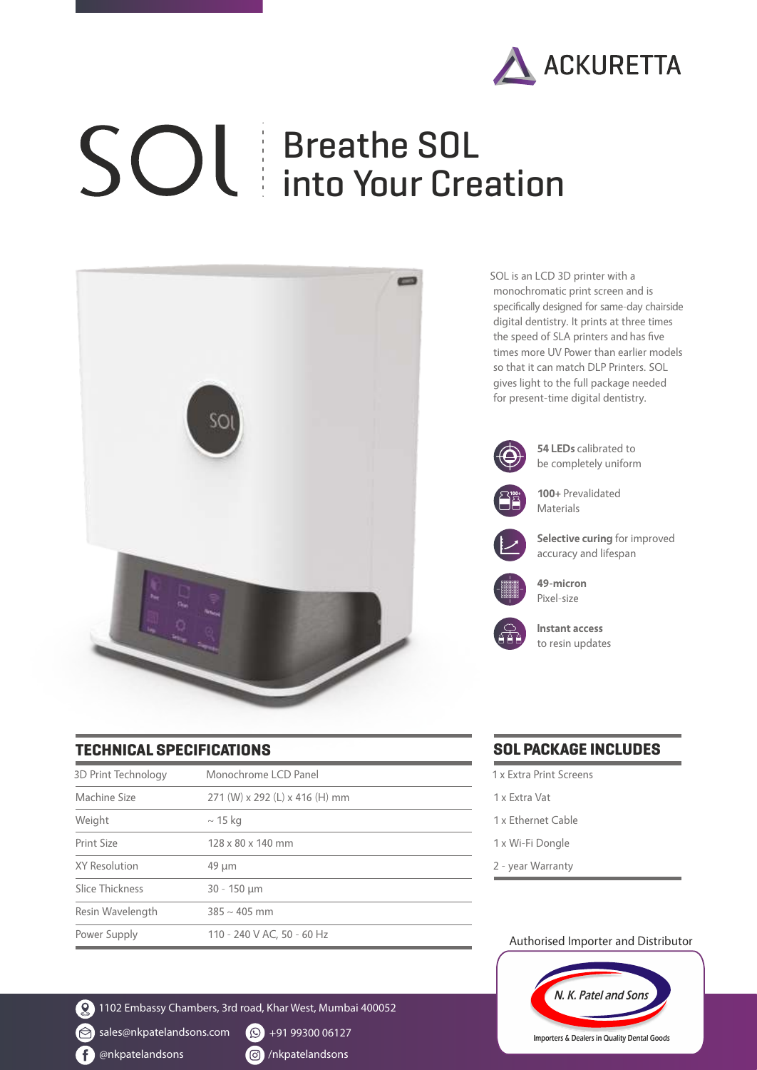ACKURETTA

# SOL | Breathe SOL into Your Creation

SOL is an LCD 3D printer with a monochromatic print screen and is specifically designed for same-day chairside digital dentistry. It prints at three times the speed of SLA printers and has five times more UV Power than earlier models so that it can match DLP Printers. SOL gives light to the full package needed for present-time digital dentistry.

- **54 LEDs** calibrated to be completely uniform
- **100+** Prevalidated Materials
- **Selective curing** for improved accuracy and lifespan
- **49-micron** Pixel-size
- **Instant access** to resin updates

## TECHNICAL SPECIFICATIONS

| | |
|---|---|
| 3D Print Technology | Monochrome LCD Panel |
| Machine Size | 271 (W) x 292 (L) x 416 (H) mm |
| Weight | ~ 15 kg |
| Print Size | 128 x 80 x 140 mm |
| XY Resolution | 49 µm |
| Slice Thickness | 30 - 150 µm |
| Resin Wavelength | 385 ~ 405 mm |
| Power Supply | 110 - 240 V AC, 50 - 60 Hz |

## SOL PACKAGE INCLUDES

- 1 x Extra Print Screens
- 1 x Extra Vat
- 1 x Ethernet Cable
- 1 x Wi-Fi Dongle
- 2 - year Warranty

Authorised Importer and Distributor

N. K. Patel and Sons
Importers & Dealers in Quality Dental Goods

1102 Embassy Chambers, 3rd road, Khar West, Mumbai 400052

sales@nkpatelandsons.com | +91 99300 06127

@nkpatelandsons | /nkpatelandsons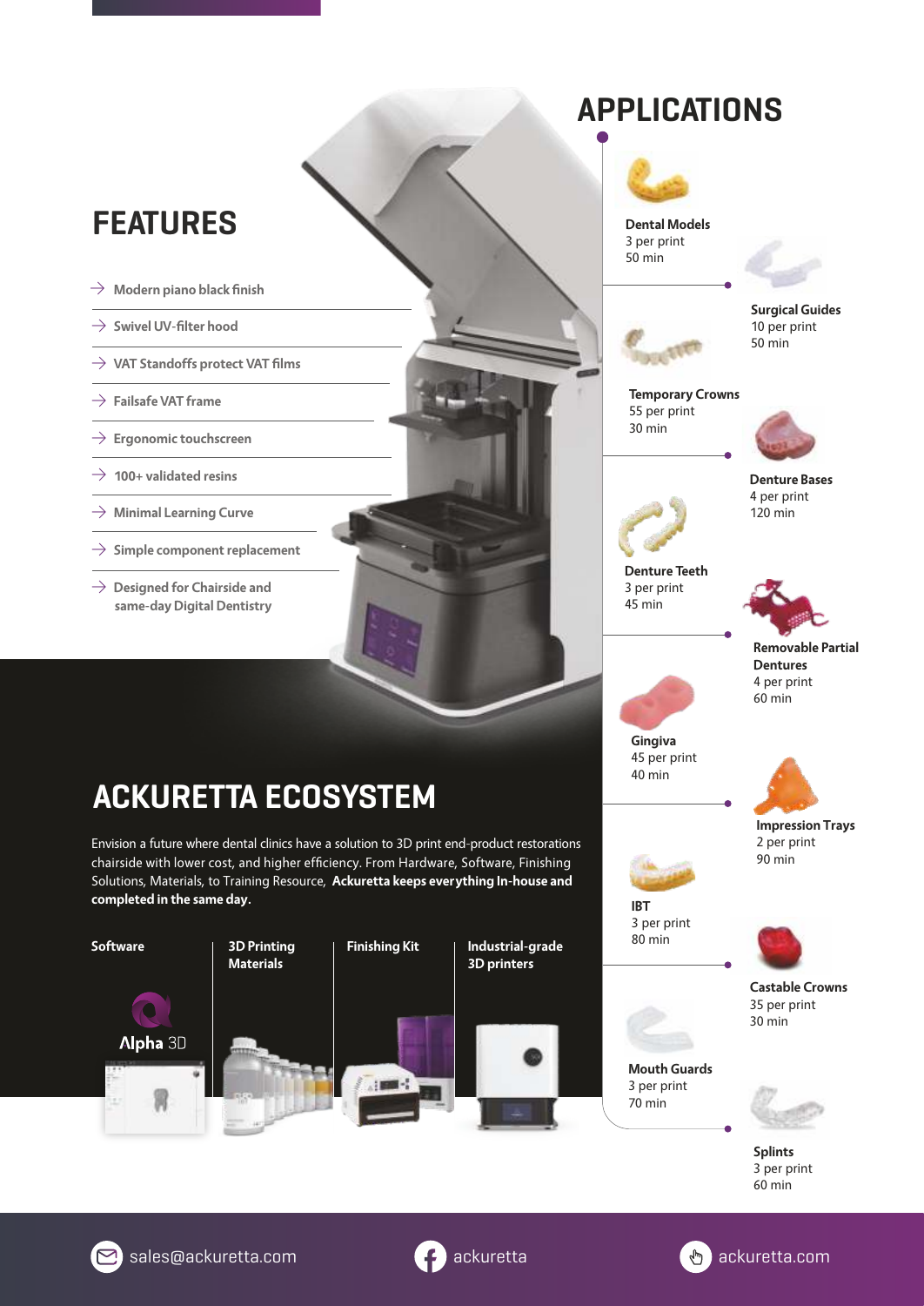## FEATURES

- Modern piano black finish
- Swivel UV-filter hood
- VAT Standoffs protect VAT films
- Failsafe VAT frame
- Ergonomic touchscreen
- 100+ validated resins
- Minimal Learning Curve
- Simple component replacement
- Designed for Chairside and same-day Digital Dentistry

## ACKURETTA ECOSYSTEM

Envision a future where dental clinics have a solution to 3D print end-product restorations chairside with lower cost, and higher efficiency. From Hardware, Software, Finishing Solutions, Materials, to Training Resource, **Ackuretta keeps everything In-house and completed in the same day.**

**Software**

Alpha 3D

**3D Printing Materials**

**Finishing Kit**

**Industrial-grade 3D printers**

## APPLICATIONS

**Dental Models**
3 per print
50 min

**Surgical Guides**
10 per print
50 min

**Temporary Crowns**
55 per print
30 min

**Denture Bases**
4 per print
120 min

**Denture Teeth**
3 per print
45 min

**Removable Partial Dentures**
4 per print
60 min

**Gingiva**
45 per print
40 min

**Impression Trays**
2 per print
90 min

**IBT**
3 per print
80 min

**Castable Crowns**
35 per print
30 min

**Mouth Guards**
3 per print
70 min

**Splints**
3 per print
60 min

sales@ackuretta.com | ackuretta | ackuretta.com